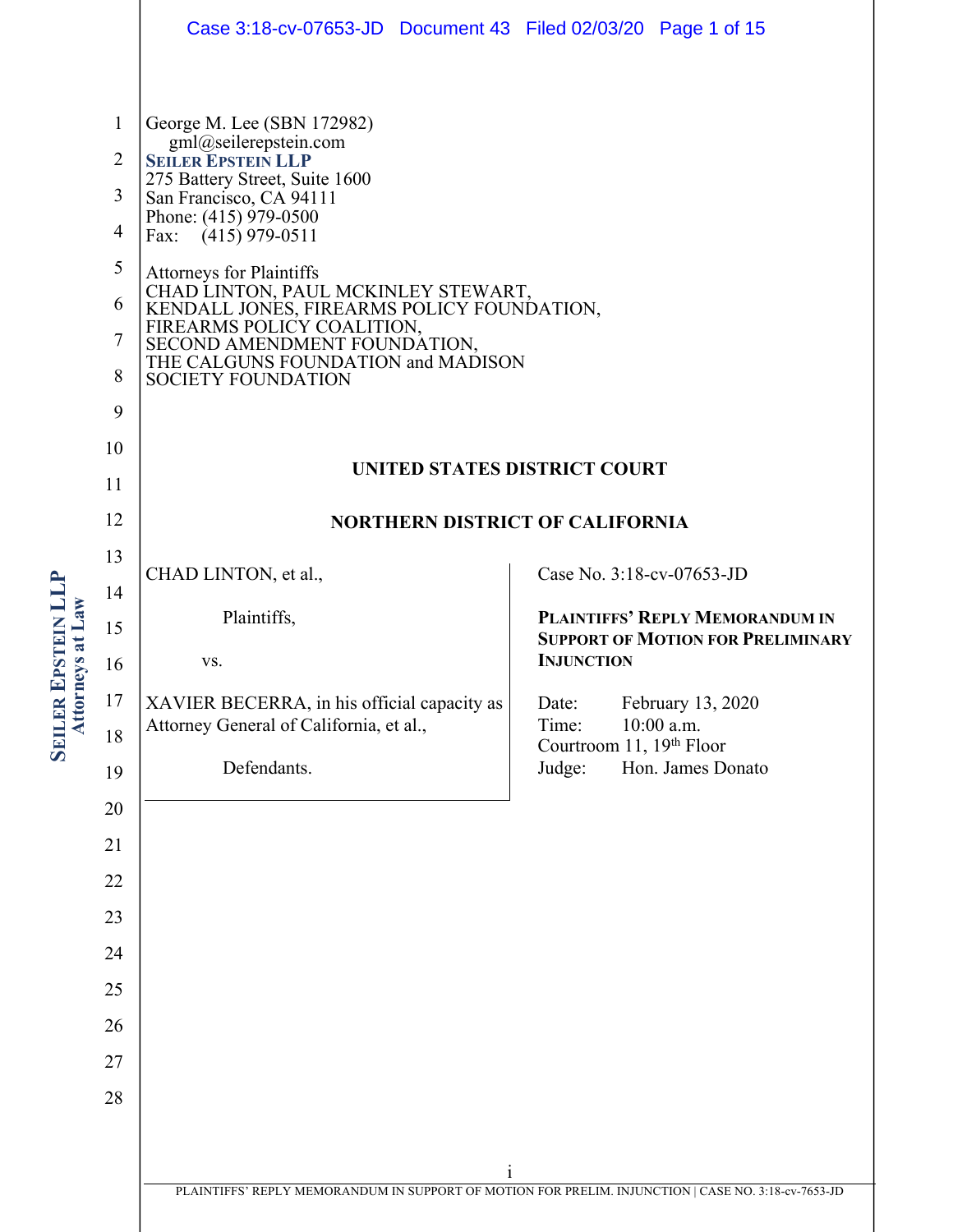George M. Lee (SBN 172982)
gml@seilerepstein.com
**SEILER EPSTEIN LLP**
275 Battery Street, Suite 1600
San Francisco, CA 94111
Phone: (415) 979-0500
Fax: (415) 979-0511

Attorneys for Plaintiffs
CHAD LINTON, PAUL MCKINLEY STEWART,
KENDALL JONES, FIREARMS POLICY FOUNDATION,
FIREARMS POLICY COALITION,
SECOND AMENDMENT FOUNDATION,
THE CALGUNS FOUNDATION and MADISON
SOCIETY FOUNDATION

**UNITED STATES DISTRICT COURT**

**NORTHERN DISTRICT OF CALIFORNIA**

CHAD LINTON, et al.,

Plaintiffs,

vs.

XAVIER BECERRA, in his official capacity as Attorney General of California, et al.,

Defendants.

Case No. 3:18-cv-07653-JD

**PLAINTIFFS' REPLY MEMORANDUM IN SUPPORT OF MOTION FOR PRELIMINARY INJUNCTION**

Date: February 13, 2020
Time: 10:00 a.m.
Courtroom 11, 19th Floor
Judge: Hon. James Donato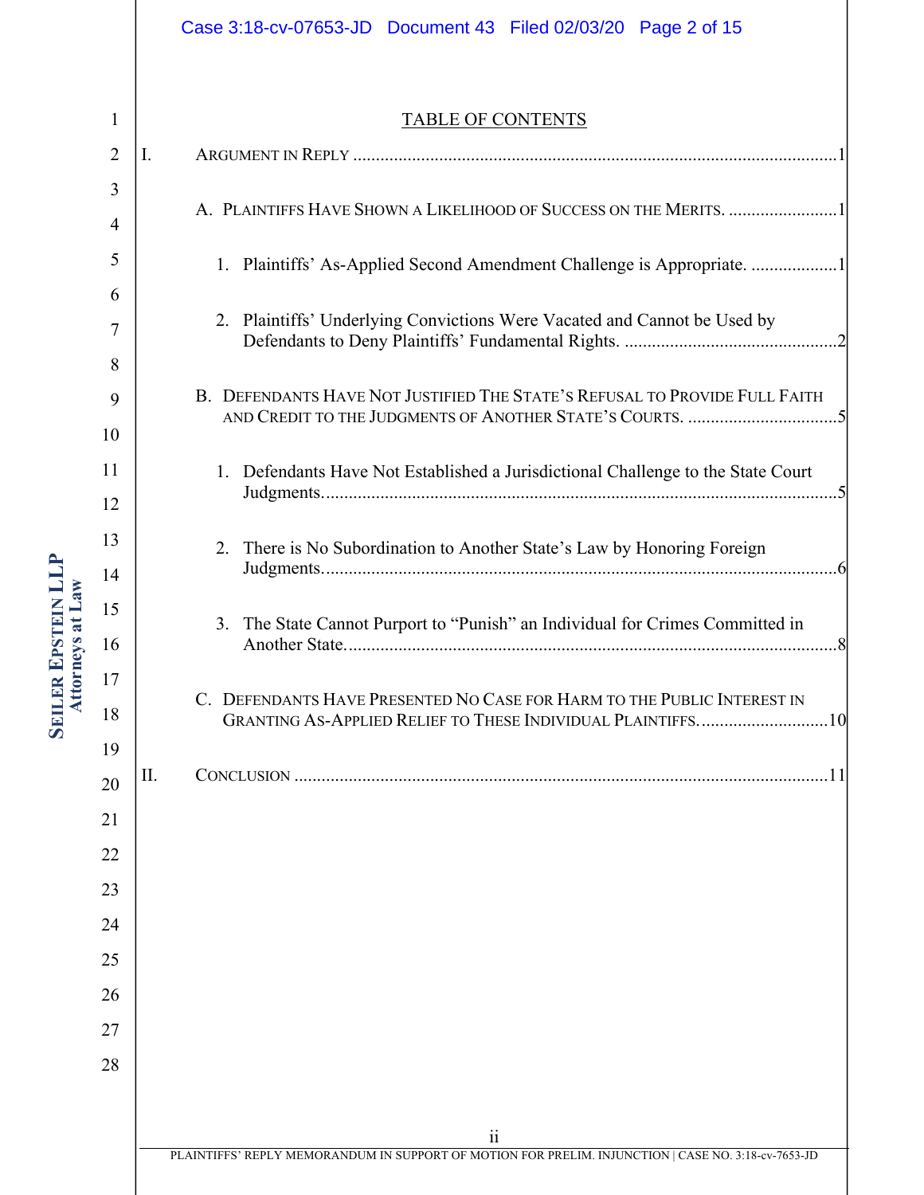## TABLE OF CONTENTS

I. ARGUMENT IN REPLY .......... 1

- A. PLAINTIFFS HAVE SHOWN A LIKELIHOOD OF SUCCESS ON THE MERITS. .......... 1
  1. Plaintiffs' As-Applied Second Amendment Challenge is Appropriate. .......... 1
  2. Plaintiffs' Underlying Convictions Were Vacated and Cannot be Used by Defendants to Deny Plaintiffs' Fundamental Rights. .......... 2
- B. DEFENDANTS HAVE NOT JUSTIFIED THE STATE'S REFUSAL TO PROVIDE FULL FAITH AND CREDIT TO THE JUDGMENTS OF ANOTHER STATE'S COURTS. .......... 5
  1. Defendants Have Not Established a Jurisdictional Challenge to the State Court Judgments. .......... 5
  2. There is No Subordination to Another State's Law by Honoring Foreign Judgments. .......... 6
  3. The State Cannot Purport to "Punish" an Individual for Crimes Committed in Another State. .......... 8
- C. DEFENDANTS HAVE PRESENTED NO CASE FOR HARM TO THE PUBLIC INTEREST IN GRANTING AS-APPLIED RELIEF TO THESE INDIVIDUAL PLAINTIFFS. .......... 10

II. CONCLUSION .......... 11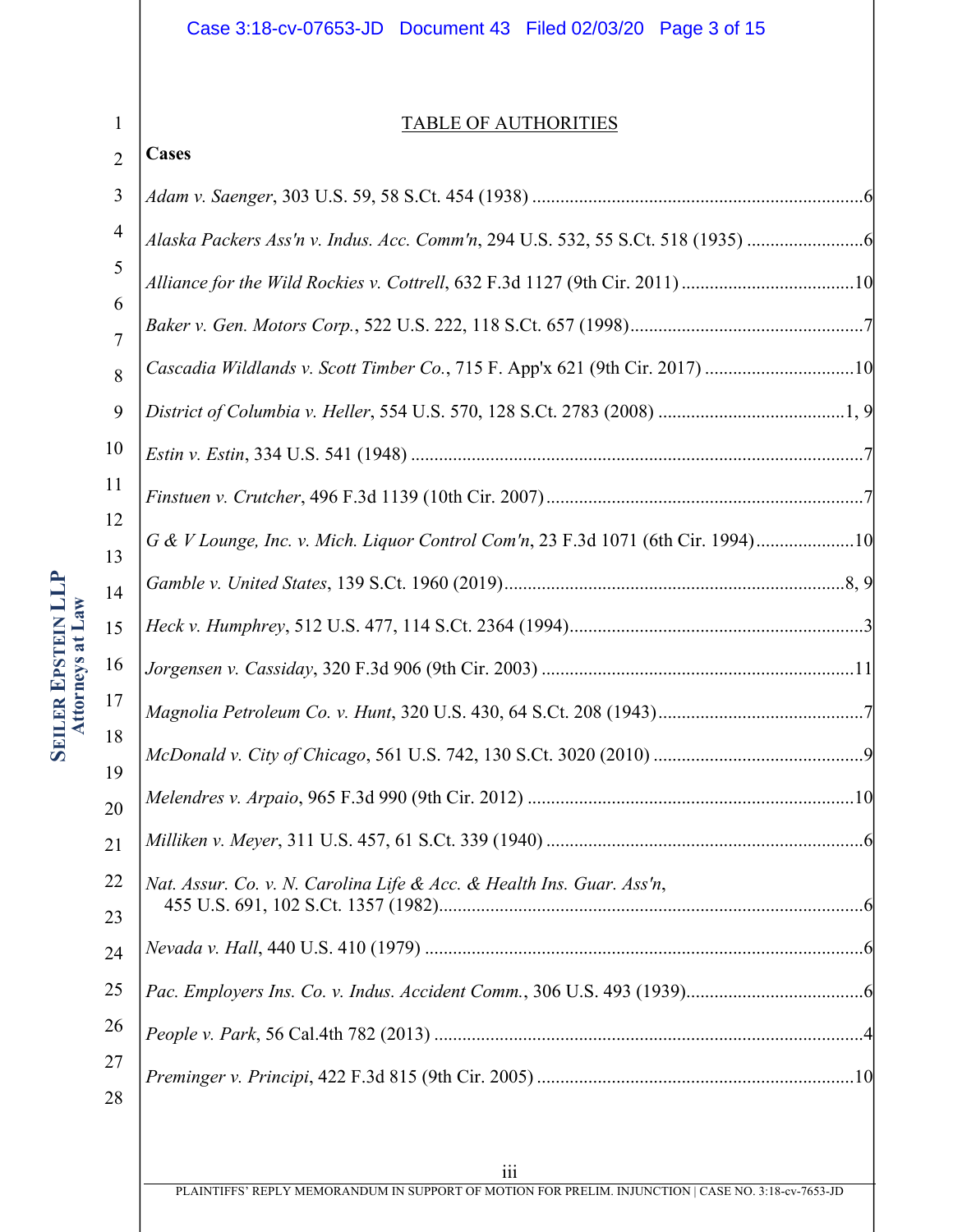## TABLE OF AUTHORITIES

**Cases**

*Adam v. Saenger*, 303 U.S. 59, 58 S.Ct. 454 (1938) ....................................................................... 6

*Alaska Packers Ass'n v. Indus. Acc. Comm'n*, 294 U.S. 532, 55 S.Ct. 518 (1935) ......................... 6

*Alliance for the Wild Rockies v. Cottrell*, 632 F.3d 1127 (9th Cir. 2011) ..................................... 10

*Baker v. Gen. Motors Corp.*, 522 U.S. 222, 118 S.Ct. 657 (1998) .................................................. 7

*Cascadia Wildlands v. Scott Timber Co.*, 715 F. App'x 621 (9th Cir. 2017) ................................ 10

*District of Columbia v. Heller*, 554 U.S. 570, 128 S.Ct. 2783 (2008) ........................................ 1, 9

*Estin v. Estin*, 334 U.S. 541 (1948) ................................................................................................. 7

*Finstuen v. Crutcher*, 496 F.3d 1139 (10th Cir. 2007) .................................................................... 7

*G & V Lounge, Inc. v. Mich. Liquor Control Com'n*, 23 F.3d 1071 (6th Cir. 1994) ..................... 10

*Gamble v. United States*, 139 S.Ct. 1960 (2019) ....................................................................... 8, 9

*Heck v. Humphrey*, 512 U.S. 477, 114 S.Ct. 2364 (1994) ............................................................... 3

*Jorgensen v. Cassiday*, 320 F.3d 906 (9th Cir. 2003) ................................................................... 11

*Magnolia Petroleum Co. v. Hunt*, 320 U.S. 430, 64 S.Ct. 208 (1943) ............................................ 7

*McDonald v. City of Chicago*, 561 U.S. 742, 130 S.Ct. 3020 (2010) ............................................. 9

*Melendres v. Arpaio*, 965 F.3d 990 (9th Cir. 2012) ...................................................................... 10

*Milliken v. Meyer*, 311 U.S. 457, 61 S.Ct. 339 (1940) .................................................................... 6

*Nat. Assur. Co. v. N. Carolina Life & Acc. & Health Ins. Guar. Ass'n*, 455 U.S. 691, 102 S.Ct. 1357 (1982) .......................................................................................... 6

*Nevada v. Hall*, 440 U.S. 410 (1979) .............................................................................................. 6

*Pac. Employers Ins. Co. v. Indus. Accident Comm.*, 306 U.S. 493 (1939) ...................................... 6

*People v. Park*, 56 Cal.4th 782 (2013) ............................................................................................ 4

*Preminger v. Principi*, 422 F.3d 815 (9th Cir. 2005) .................................................................... 10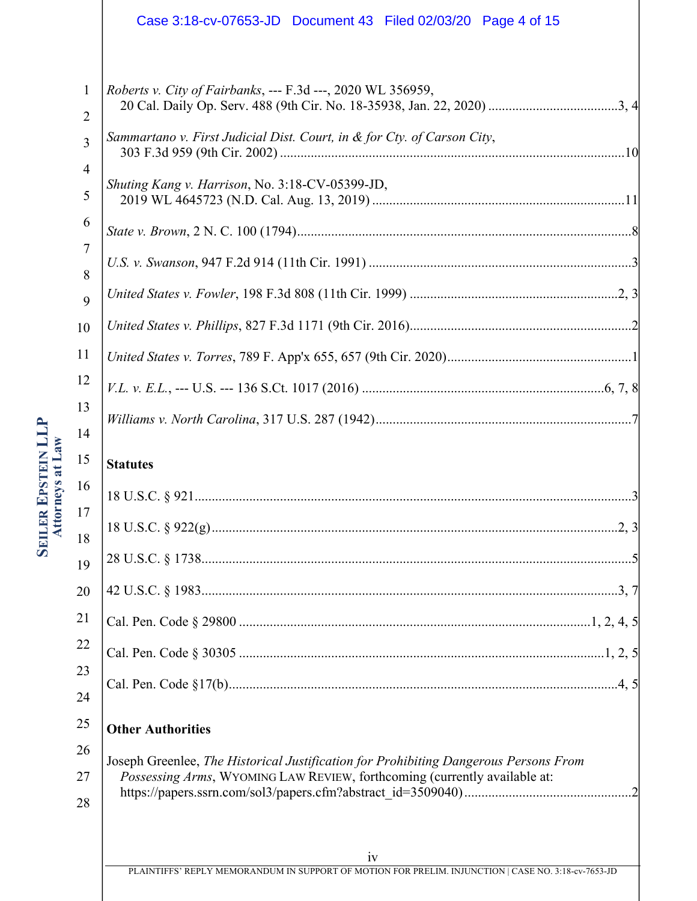*Roberts v. City of Fairbanks*, --- F.3d ---, 2020 WL 356959, 20 Cal. Daily Op. Serv. 488 (9th Cir. No. 18-35938, Jan. 22, 2020) .......................................3, 4

*Sammartano v. First Judicial Dist. Court, in & for Cty. of Carson City*, 303 F.3d 959 (9th Cir. 2002) .....................................................................................................10

*Shuting Kang v. Harrison*, No. 3:18-CV-05399-JD, 2019 WL 4645723 (N.D. Cal. Aug. 13, 2019) ..........................................................................11

*State v. Brown*, 2 N. C. 100 (1794)..................................................................................................8

*U.S. v. Swanson*, 947 F.2d 914 (11th Cir. 1991) .............................................................................3

*United States v. Fowler*, 198 F.3d 808 (11th Cir. 1999) .............................................................2, 3

*United States v. Phillips*, 827 F.3d 1171 (9th Cir. 2016).................................................................2

*United States v. Torres*, 789 F. App'x 655, 657 (9th Cir. 2020)......................................................1

*V.L. v. E.L.*, --- U.S. --- 136 S.Ct. 1017 (2016) .......................................................................6, 7, 8

*Williams v. North Carolina*, 317 U.S. 287 (1942)............................................................................7

**Statutes**

18 U.S.C. § 921.............................................................................................................................3

18 U.S.C. § 922(g).....................................................................................................................2, 3

28 U.S.C. § 1738.............................................................................................................................5

42 U.S.C. § 1983.........................................................................................................................3, 7

Cal. Pen. Code § 29800 ......................................................................................................1, 2, 4, 5

Cal. Pen. Code § 30305 ...........................................................................................................1, 2, 5

Cal. Pen. Code §17(b)..................................................................................................................4, 5

**Other Authorities**

Joseph Greenlee, *The Historical Justification for Prohibiting Dangerous Persons From Possessing Arms*, WYOMING LAW REVIEW, forthcoming (currently available at: https://papers.ssrn.com/sol3/papers.cfm?abstract_id=3509040) .................................................2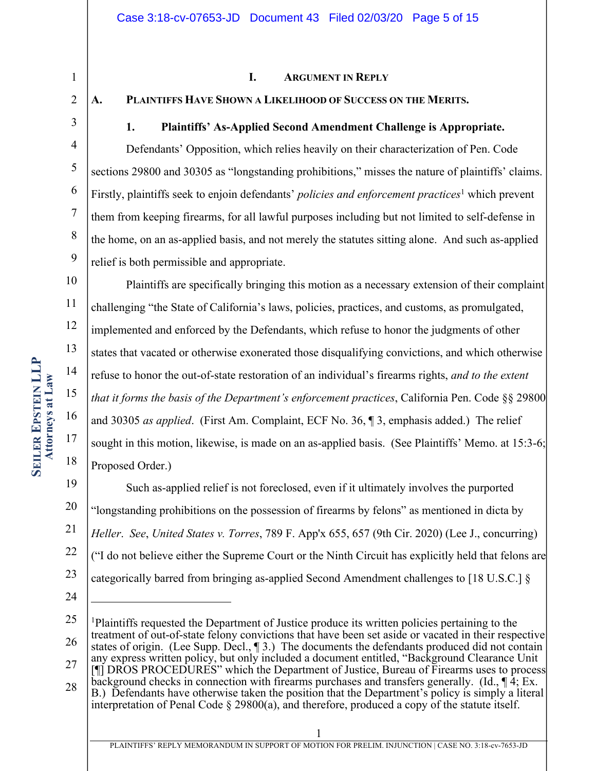## I. Argument in Reply

### A. Plaintiffs Have Shown a Likelihood of Success on the Merits.

#### 1. Plaintiffs' As-Applied Second Amendment Challenge is Appropriate.

Defendants' Opposition, which relies heavily on their characterization of Pen. Code sections 29800 and 30305 as "longstanding prohibitions," misses the nature of plaintiffs' claims. Firstly, plaintiffs seek to enjoin defendants' *policies and enforcement practices*[1] which prevent them from keeping firearms, for all lawful purposes including but not limited to self-defense in the home, on an as-applied basis, and not merely the statutes sitting alone. And such as-applied relief is both permissible and appropriate.

Plaintiffs are specifically bringing this motion as a necessary extension of their complaint challenging "the State of California's laws, policies, practices, and customs, as promulgated, implemented and enforced by the Defendants, which refuse to honor the judgments of other states that vacated or otherwise exonerated those disqualifying convictions, and which otherwise refuse to honor the out-of-state restoration of an individual's firearms rights, *and to the extent that it forms the basis of the Department's enforcement practices*, California Pen. Code §§ 29800 and 30305 *as applied*. (First Am. Complaint, ECF No. 36, ¶ 3, emphasis added.) The relief sought in this motion, likewise, is made on an as-applied basis. (See Plaintiffs' Memo. at 15:3-6; Proposed Order.)

Such as-applied relief is not foreclosed, even if it ultimately involves the purported "longstanding prohibitions on the possession of firearms by felons" as mentioned in dicta by *Heller*. *See*, *United States v. Torres*, 789 F. App'x 655, 657 (9th Cir. 2020) (Lee J., concurring) ("I do not believe either the Supreme Court or the Ninth Circuit has explicitly held that felons are categorically barred from bringing as-applied Second Amendment challenges to [18 U.S.C.] §

---

[1]Plaintiffs requested the Department of Justice produce its written policies pertaining to the treatment of out-of-state felony convictions that have been set aside or vacated in their respective states of origin. (Lee Supp. Decl., ¶ 3.) The documents the defendants produced did not contain any express written policy, but only included a document entitled, "Background Clearance Unit [¶] DROS PROCEDURES" which the Department of Justice, Bureau of Firearms uses to process background checks in connection with firearms purchases and transfers generally. (Id., ¶ 4; Ex. B.) Defendants have otherwise taken the position that the Department's policy is simply a literal interpretation of Penal Code § 29800(a), and therefore, produced a copy of the statute itself.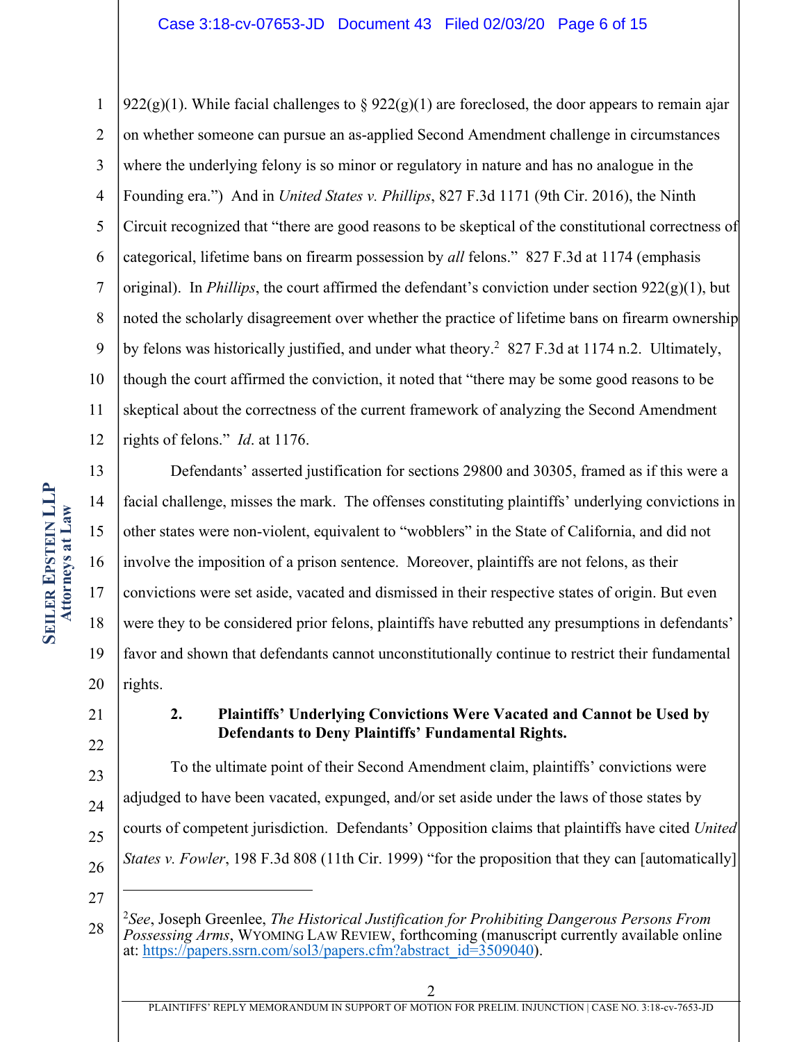922(g)(1). While facial challenges to § 922(g)(1) are foreclosed, the door appears to remain ajar on whether someone can pursue an as-applied Second Amendment challenge in circumstances where the underlying felony is so minor or regulatory in nature and has no analogue in the Founding era.") And in *United States v. Phillips*, 827 F.3d 1171 (9th Cir. 2016), the Ninth Circuit recognized that "there are good reasons to be skeptical of the constitutional correctness of categorical, lifetime bans on firearm possession by *all* felons." 827 F.3d at 1174 (emphasis original). In *Phillips*, the court affirmed the defendant's conviction under section 922(g)(1), but noted the scholarly disagreement over whether the practice of lifetime bans on firearm ownership by felons was historically justified, and under what theory.[2] 827 F.3d at 1174 n.2. Ultimately, though the court affirmed the conviction, it noted that "there may be some good reasons to be skeptical about the correctness of the current framework of analyzing the Second Amendment rights of felons." *Id*. at 1176.

Defendants' asserted justification for sections 29800 and 30305, framed as if this were a facial challenge, misses the mark. The offenses constituting plaintiffs' underlying convictions in other states were non-violent, equivalent to "wobblers" in the State of California, and did not involve the imposition of a prison sentence. Moreover, plaintiffs are not felons, as their convictions were set aside, vacated and dismissed in their respective states of origin. But even were they to be considered prior felons, plaintiffs have rebutted any presumptions in defendants' favor and shown that defendants cannot unconstitutionally continue to restrict their fundamental rights.

### 2. Plaintiffs' Underlying Convictions Were Vacated and Cannot be Used by Defendants to Deny Plaintiffs' Fundamental Rights.

To the ultimate point of their Second Amendment claim, plaintiffs' convictions were adjudged to have been vacated, expunged, and/or set aside under the laws of those states by courts of competent jurisdiction. Defendants' Opposition claims that plaintiffs have cited *United States v. Fowler*, 198 F.3d 808 (11th Cir. 1999) "for the proposition that they can [automatically]

---

[2] *See*, Joseph Greenlee, *The Historical Justification for Prohibiting Dangerous Persons From Possessing Arms*, WYOMING LAW REVIEW, forthcoming (manuscript currently available online at: https://papers.ssrn.com/sol3/papers.cfm?abstract_id=3509040).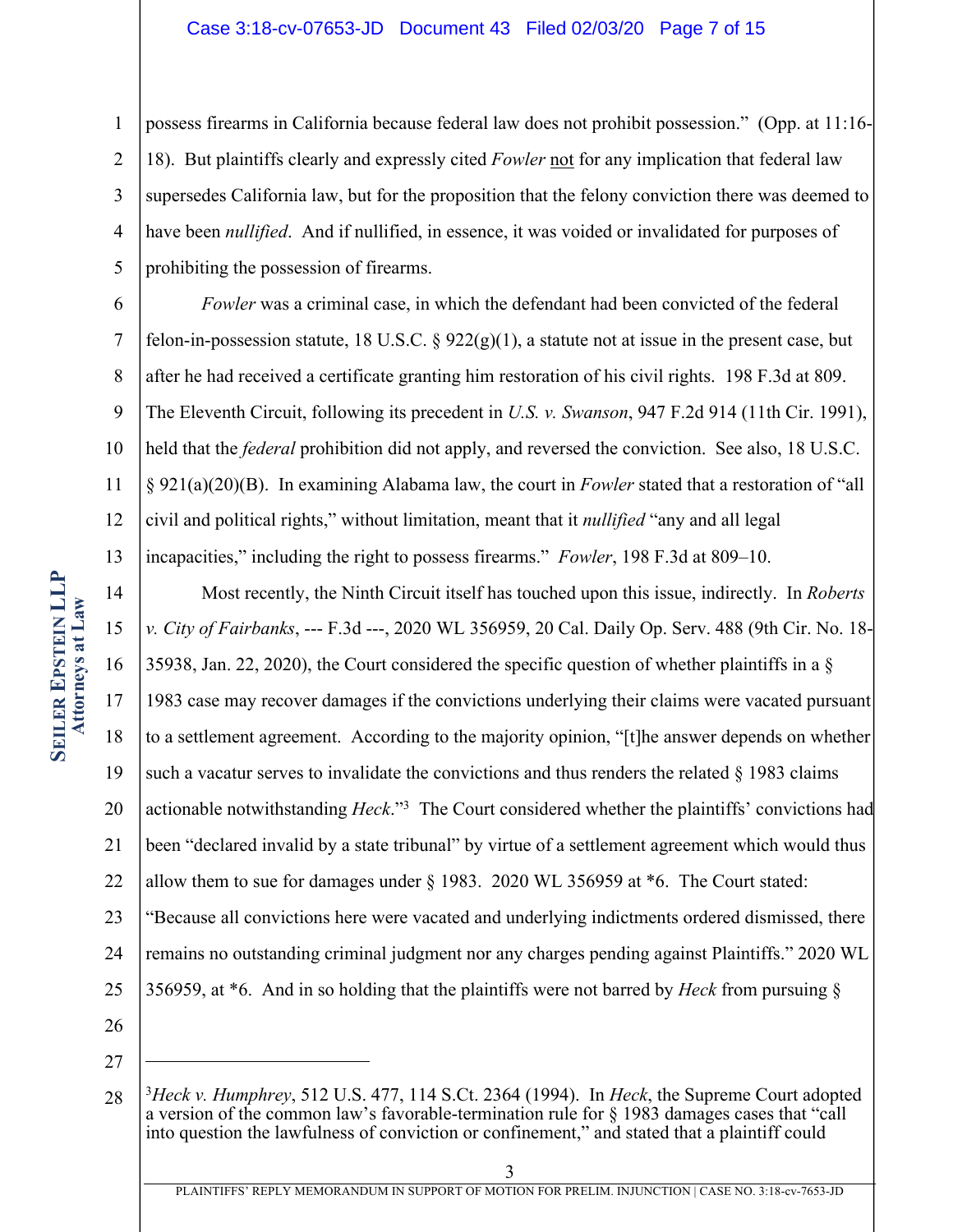possess firearms in California because federal law does not prohibit possession." (Opp. at 11:16-18). But plaintiffs clearly and expressly cited *Fowler* not for any implication that federal law supersedes California law, but for the proposition that the felony conviction there was deemed to have been *nullified*. And if nullified, in essence, it was voided or invalidated for purposes of prohibiting the possession of firearms.

*Fowler* was a criminal case, in which the defendant had been convicted of the federal felon-in-possession statute, 18 U.S.C. § 922(g)(1), a statute not at issue in the present case, but after he had received a certificate granting him restoration of his civil rights. 198 F.3d at 809. The Eleventh Circuit, following its precedent in *U.S. v. Swanson*, 947 F.2d 914 (11th Cir. 1991), held that the *federal* prohibition did not apply, and reversed the conviction. See also, 18 U.S.C. § 921(a)(20)(B). In examining Alabama law, the court in *Fowler* stated that a restoration of "all civil and political rights," without limitation, meant that it *nullified* "any and all legal incapacities," including the right to possess firearms." *Fowler*, 198 F.3d at 809–10.

Most recently, the Ninth Circuit itself has touched upon this issue, indirectly. In *Roberts v. City of Fairbanks*, --- F.3d ---, 2020 WL 356959, 20 Cal. Daily Op. Serv. 488 (9th Cir. No. 18-35938, Jan. 22, 2020), the Court considered the specific question of whether plaintiffs in a § 1983 case may recover damages if the convictions underlying their claims were vacated pursuant to a settlement agreement. According to the majority opinion, "[t]he answer depends on whether such a vacatur serves to invalidate the convictions and thus renders the related § 1983 claims actionable notwithstanding *Heck*."[3] The Court considered whether the plaintiffs' convictions had been "declared invalid by a state tribunal" by virtue of a settlement agreement which would thus allow them to sue for damages under § 1983. 2020 WL 356959 at *6. The Court stated: "Because all convictions here were vacated and underlying indictments ordered dismissed, there remains no outstanding criminal judgment nor any charges pending against Plaintiffs." 2020 WL 356959, at *6. And in so holding that the plaintiffs were not barred by *Heck* from pursuing §

---

[3] *Heck v. Humphrey*, 512 U.S. 477, 114 S.Ct. 2364 (1994). In *Heck*, the Supreme Court adopted a version of the common law's favorable-termination rule for § 1983 damages cases that "call into question the lawfulness of conviction or confinement," and stated that a plaintiff could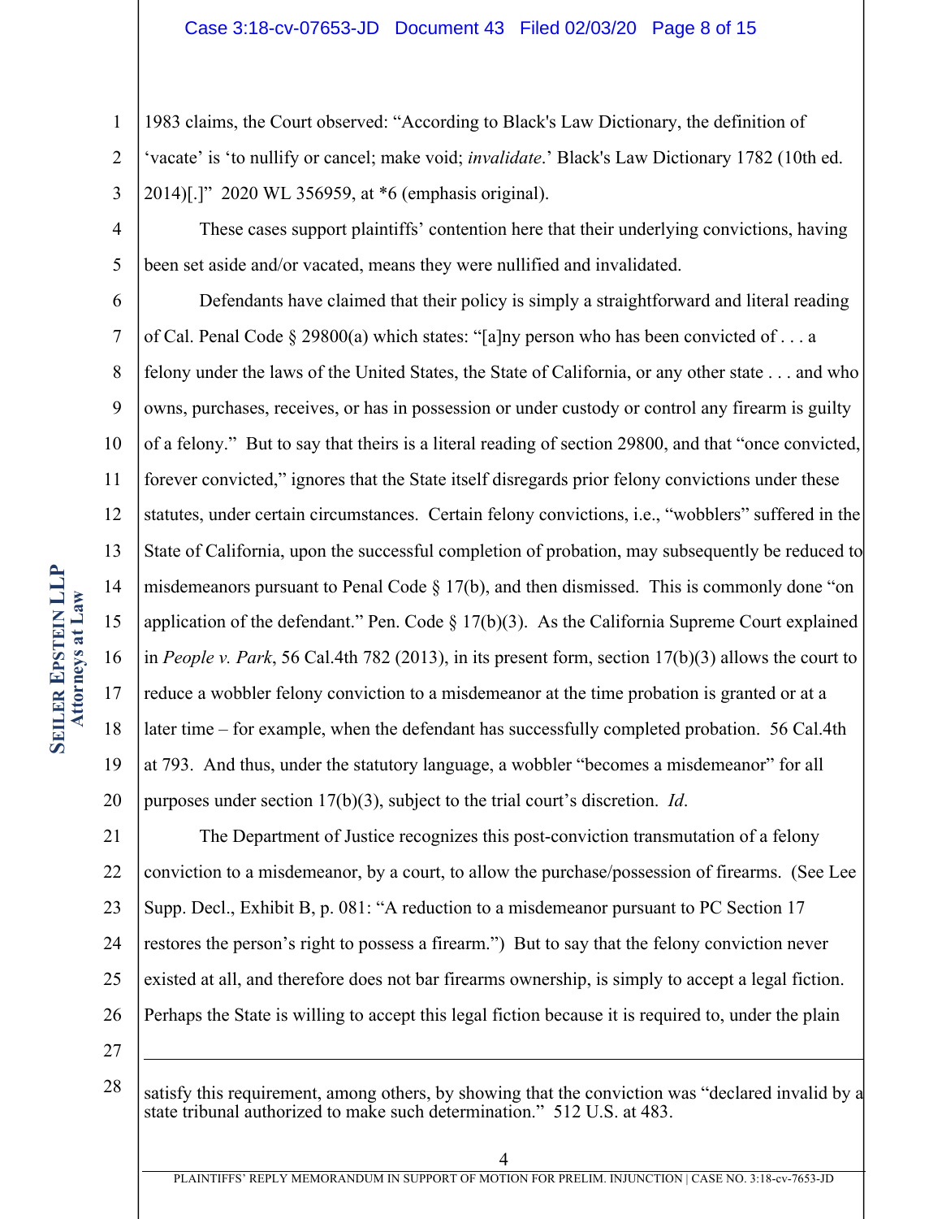1983 claims, the Court observed: "According to Black's Law Dictionary, the definition of 'vacate' is 'to nullify or cancel; make void; *invalidate*.' Black's Law Dictionary 1782 (10th ed. 2014)[.]" 2020 WL 356959, at *6 (emphasis original).

These cases support plaintiffs' contention here that their underlying convictions, having been set aside and/or vacated, means they were nullified and invalidated.

Defendants have claimed that their policy is simply a straightforward and literal reading of Cal. Penal Code § 29800(a) which states: "[a]ny person who has been convicted of . . . a felony under the laws of the United States, the State of California, or any other state . . . and who owns, purchases, receives, or has in possession or under custody or control any firearm is guilty of a felony." But to say that theirs is a literal reading of section 29800, and that "once convicted, forever convicted," ignores that the State itself disregards prior felony convictions under these statutes, under certain circumstances. Certain felony convictions, i.e., "wobblers" suffered in the State of California, upon the successful completion of probation, may subsequently be reduced to misdemeanors pursuant to Penal Code § 17(b), and then dismissed. This is commonly done "on application of the defendant." Pen. Code § 17(b)(3). As the California Supreme Court explained in *People v. Park*, 56 Cal.4th 782 (2013), in its present form, section 17(b)(3) allows the court to reduce a wobbler felony conviction to a misdemeanor at the time probation is granted or at a later time – for example, when the defendant has successfully completed probation. 56 Cal.4th at 793. And thus, under the statutory language, a wobbler "becomes a misdemeanor" for all purposes under section 17(b)(3), subject to the trial court's discretion. *Id*.

The Department of Justice recognizes this post-conviction transmutation of a felony conviction to a misdemeanor, by a court, to allow the purchase/possession of firearms. (See Lee Supp. Decl., Exhibit B, p. 081: "A reduction to a misdemeanor pursuant to PC Section 17 restores the person's right to possess a firearm.") But to say that the felony conviction never existed at all, and therefore does not bar firearms ownership, is simply to accept a legal fiction. Perhaps the State is willing to accept this legal fiction because it is required to, under the plain

---

satisfy this requirement, among others, by showing that the conviction was "declared invalid by a state tribunal authorized to make such determination." 512 U.S. at 483.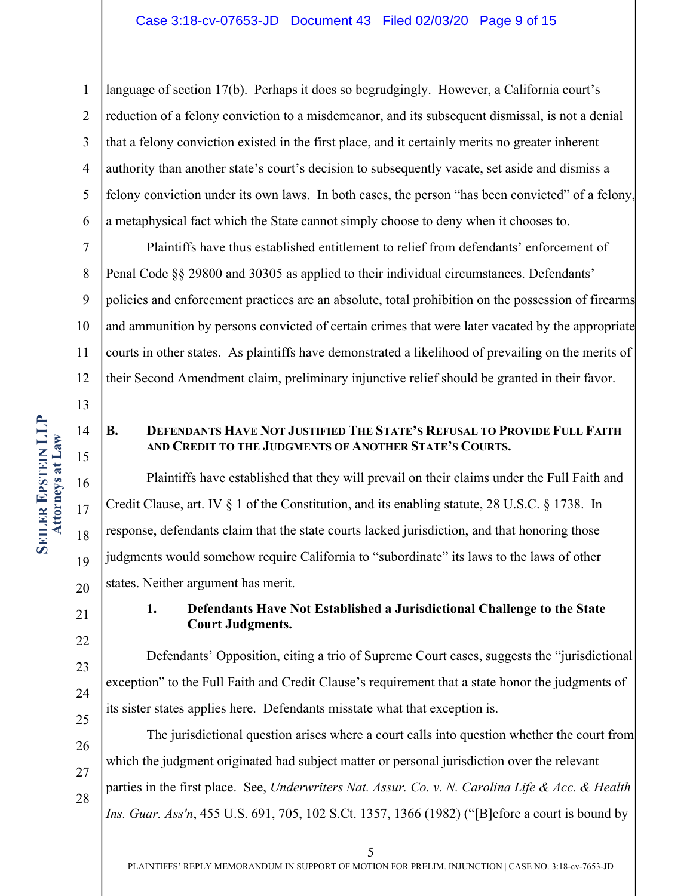language of section 17(b). Perhaps it does so begrudgingly. However, a California court's reduction of a felony conviction to a misdemeanor, and its subsequent dismissal, is not a denial that a felony conviction existed in the first place, and it certainly merits no greater inherent authority than another state's court's decision to subsequently vacate, set aside and dismiss a felony conviction under its own laws. In both cases, the person "has been convicted" of a felony, a metaphysical fact which the State cannot simply choose to deny when it chooses to.

Plaintiffs have thus established entitlement to relief from defendants' enforcement of Penal Code §§ 29800 and 30305 as applied to their individual circumstances. Defendants' policies and enforcement practices are an absolute, total prohibition on the possession of firearms and ammunition by persons convicted of certain crimes that were later vacated by the appropriate courts in other states. As plaintiffs have demonstrated a likelihood of prevailing on the merits of their Second Amendment claim, preliminary injunctive relief should be granted in their favor.

## B. DEFENDANTS HAVE NOT JUSTIFIED THE STATE'S REFUSAL TO PROVIDE FULL FAITH AND CREDIT TO THE JUDGMENTS OF ANOTHER STATE'S COURTS.

Plaintiffs have established that they will prevail on their claims under the Full Faith and Credit Clause, art. IV § 1 of the Constitution, and its enabling statute, 28 U.S.C. § 1738. In response, defendants claim that the state courts lacked jurisdiction, and that honoring those judgments would somehow require California to "subordinate" its laws to the laws of other states. Neither argument has merit.

### 1. Defendants Have Not Established a Jurisdictional Challenge to the State Court Judgments.

Defendants' Opposition, citing a trio of Supreme Court cases, suggests the "jurisdictional exception" to the Full Faith and Credit Clause's requirement that a state honor the judgments of its sister states applies here. Defendants misstate what that exception is.

The jurisdictional question arises where a court calls into question whether the court from which the judgment originated had subject matter or personal jurisdiction over the relevant parties in the first place. See, *Underwriters Nat. Assur. Co. v. N. Carolina Life & Acc. & Health Ins. Guar. Ass'n*, 455 U.S. 691, 705, 102 S.Ct. 1357, 1366 (1982) ("[B]efore a court is bound by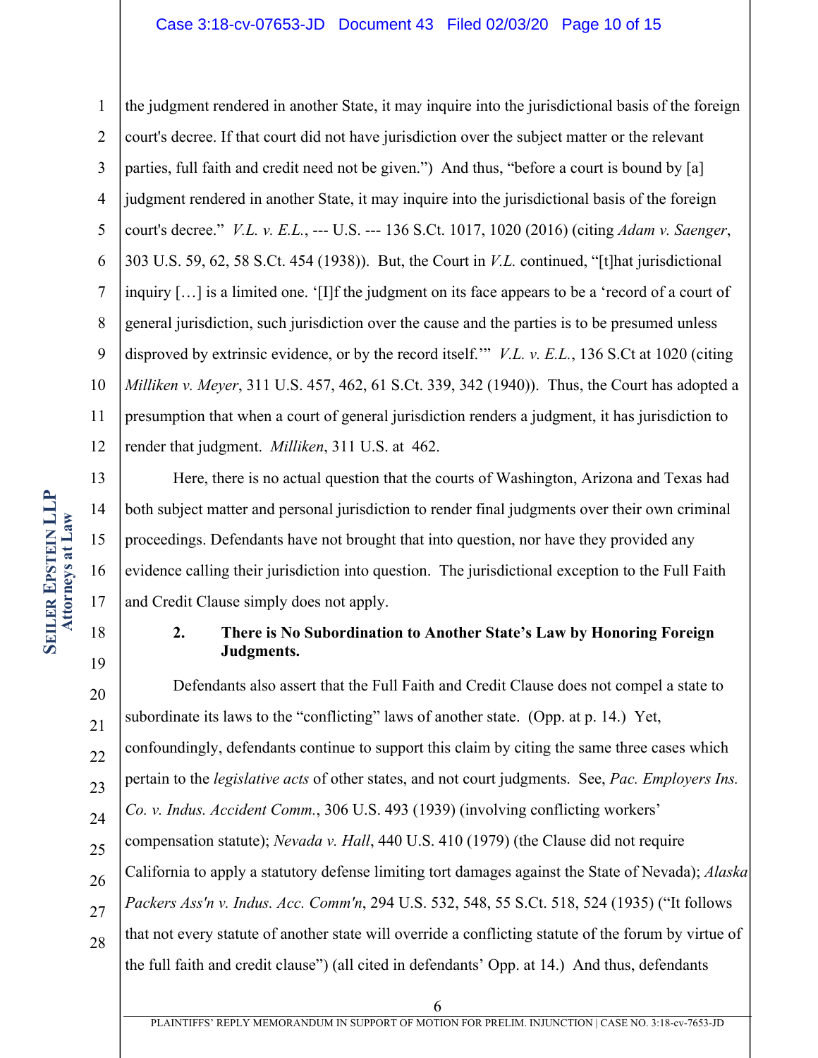the judgment rendered in another State, it may inquire into the jurisdictional basis of the foreign court's decree. If that court did not have jurisdiction over the subject matter or the relevant parties, full faith and credit need not be given.") And thus, "before a court is bound by [a] judgment rendered in another State, it may inquire into the jurisdictional basis of the foreign court's decree." *V.L. v. E.L.*, --- U.S. --- 136 S.Ct. 1017, 1020 (2016) (citing *Adam v. Saenger*, 303 U.S. 59, 62, 58 S.Ct. 454 (1938)). But, the Court in *V.L.* continued, "[t]hat jurisdictional inquiry […] is a limited one. '[I]f the judgment on its face appears to be a 'record of a court of general jurisdiction, such jurisdiction over the cause and the parties is to be presumed unless disproved by extrinsic evidence, or by the record itself.'" *V.L. v. E.L.*, 136 S.Ct at 1020 (citing *Milliken v. Meyer*, 311 U.S. 457, 462, 61 S.Ct. 339, 342 (1940)). Thus, the Court has adopted a presumption that when a court of general jurisdiction renders a judgment, it has jurisdiction to render that judgment. *Milliken*, 311 U.S. at 462.

Here, there is no actual question that the courts of Washington, Arizona and Texas had both subject matter and personal jurisdiction to render final judgments over their own criminal proceedings. Defendants have not brought that into question, nor have they provided any evidence calling their jurisdiction into question. The jurisdictional exception to the Full Faith and Credit Clause simply does not apply.

**2. There is No Subordination to Another State's Law by Honoring Foreign Judgments.**

Defendants also assert that the Full Faith and Credit Clause does not compel a state to subordinate its laws to the "conflicting" laws of another state. (Opp. at p. 14.) Yet, confoundingly, defendants continue to support this claim by citing the same three cases which pertain to the *legislative acts* of other states, and not court judgments. See, *Pac. Employers Ins. Co. v. Indus. Accident Comm.*, 306 U.S. 493 (1939) (involving conflicting workers' compensation statute); *Nevada v. Hall*, 440 U.S. 410 (1979) (the Clause did not require California to apply a statutory defense limiting tort damages against the State of Nevada); *Alaska Packers Ass'n v. Indus. Acc. Comm'n*, 294 U.S. 532, 548, 55 S.Ct. 518, 524 (1935) ("It follows that not every statute of another state will override a conflicting statute of the forum by virtue of the full faith and credit clause") (all cited in defendants' Opp. at 14.) And thus, defendants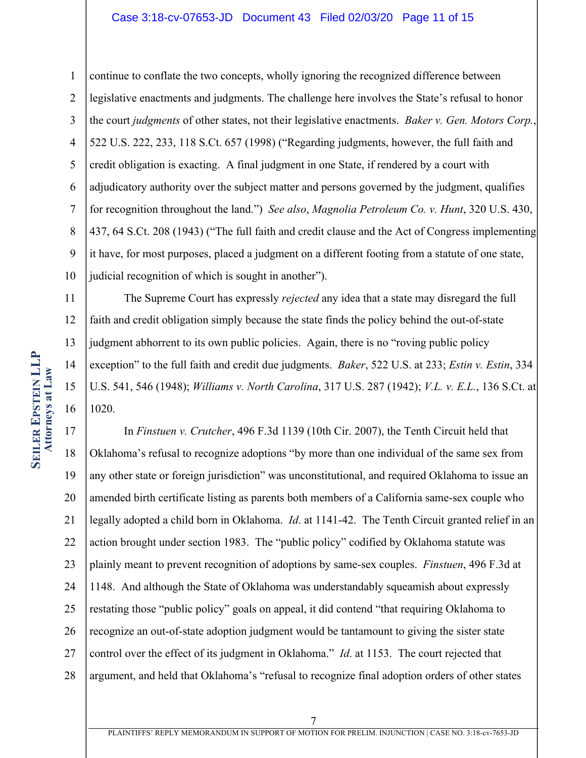continue to conflate the two concepts, wholly ignoring the recognized difference between legislative enactments and judgments. The challenge here involves the State's refusal to honor the court *judgments* of other states, not their legislative enactments. *Baker v. Gen. Motors Corp.*, 522 U.S. 222, 233, 118 S.Ct. 657 (1998) ("Regarding judgments, however, the full faith and credit obligation is exacting. A final judgment in one State, if rendered by a court with adjudicatory authority over the subject matter and persons governed by the judgment, qualifies for recognition throughout the land.") *See also*, *Magnolia Petroleum Co. v. Hunt*, 320 U.S. 430, 437, 64 S.Ct. 208 (1943) ("The full faith and credit clause and the Act of Congress implementing it have, for most purposes, placed a judgment on a different footing from a statute of one state, judicial recognition of which is sought in another").

The Supreme Court has expressly *rejected* any idea that a state may disregard the full faith and credit obligation simply because the state finds the policy behind the out-of-state judgment abhorrent to its own public policies. Again, there is no "roving public policy exception" to the full faith and credit due judgments. *Baker*, 522 U.S. at 233; *Estin v. Estin*, 334 U.S. 541, 546 (1948); *Williams v. North Carolina*, 317 U.S. 287 (1942); *V.L. v. E.L.*, 136 S.Ct. at 1020.

In *Finstuen v. Crutcher*, 496 F.3d 1139 (10th Cir. 2007), the Tenth Circuit held that Oklahoma's refusal to recognize adoptions "by more than one individual of the same sex from any other state or foreign jurisdiction" was unconstitutional, and required Oklahoma to issue an amended birth certificate listing as parents both members of a California same-sex couple who legally adopted a child born in Oklahoma. *Id*. at 1141-42. The Tenth Circuit granted relief in an action brought under section 1983. The "public policy" codified by Oklahoma statute was plainly meant to prevent recognition of adoptions by same-sex couples. *Finstuen*, 496 F.3d at 1148. And although the State of Oklahoma was understandably squeamish about expressly restating those "public policy" goals on appeal, it did contend "that requiring Oklahoma to recognize an out-of-state adoption judgment would be tantamount to giving the sister state control over the effect of its judgment in Oklahoma." *Id*. at 1153. The court rejected that argument, and held that Oklahoma's "refusal to recognize final adoption orders of other states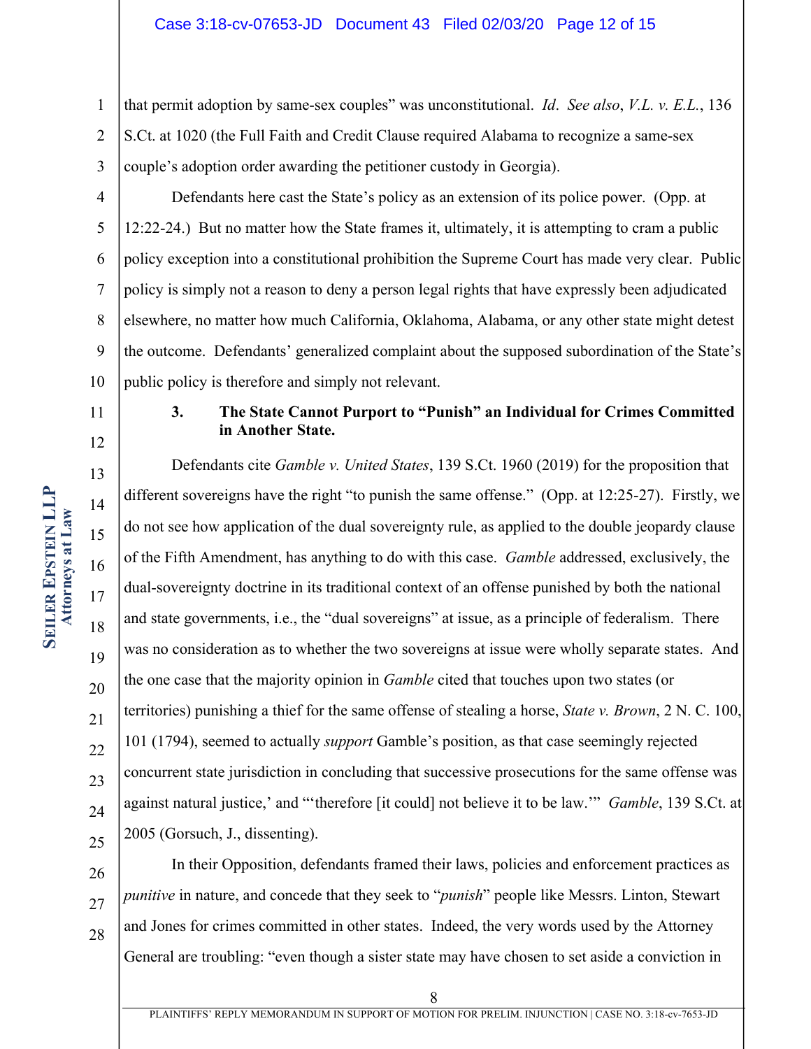that permit adoption by same-sex couples" was unconstitutional. *Id*. *See also*, *V.L. v. E.L.*, 136 S.Ct. at 1020 (the Full Faith and Credit Clause required Alabama to recognize a same-sex couple's adoption order awarding the petitioner custody in Georgia).

Defendants here cast the State's policy as an extension of its police power. (Opp. at 12:22-24.) But no matter how the State frames it, ultimately, it is attempting to cram a public policy exception into a constitutional prohibition the Supreme Court has made very clear. Public policy is simply not a reason to deny a person legal rights that have expressly been adjudicated elsewhere, no matter how much California, Oklahoma, Alabama, or any other state might detest the outcome. Defendants' generalized complaint about the supposed subordination of the State's public policy is therefore and simply not relevant.

### 3. The State Cannot Purport to "Punish" an Individual for Crimes Committed in Another State.

Defendants cite *Gamble v. United States*, 139 S.Ct. 1960 (2019) for the proposition that different sovereigns have the right "to punish the same offense." (Opp. at 12:25-27). Firstly, we do not see how application of the dual sovereignty rule, as applied to the double jeopardy clause of the Fifth Amendment, has anything to do with this case. *Gamble* addressed, exclusively, the dual-sovereignty doctrine in its traditional context of an offense punished by both the national and state governments, i.e., the "dual sovereigns" at issue, as a principle of federalism. There was no consideration as to whether the two sovereigns at issue were wholly separate states. And the one case that the majority opinion in *Gamble* cited that touches upon two states (or territories) punishing a thief for the same offense of stealing a horse, *State v. Brown*, 2 N. C. 100, 101 (1794), seemed to actually *support* Gamble's position, as that case seemingly rejected concurrent state jurisdiction in concluding that successive prosecutions for the same offense was against natural justice,' and "'therefore [it could] not believe it to be law.'" *Gamble*, 139 S.Ct. at 2005 (Gorsuch, J., dissenting).

In their Opposition, defendants framed their laws, policies and enforcement practices as *punitive* in nature, and concede that they seek to "*punish*" people like Messrs. Linton, Stewart and Jones for crimes committed in other states. Indeed, the very words used by the Attorney General are troubling: "even though a sister state may have chosen to set aside a conviction in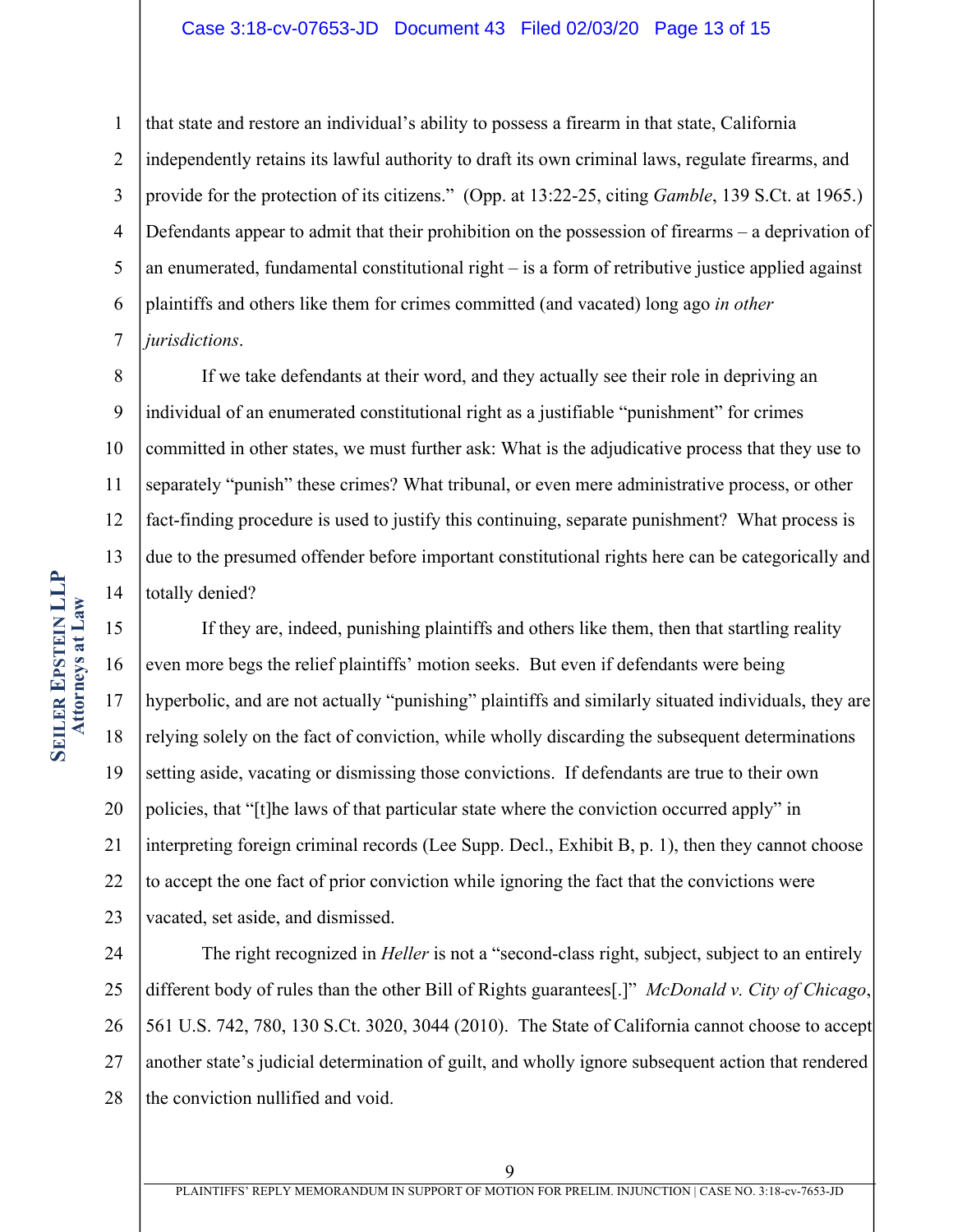that state and restore an individual's ability to possess a firearm in that state, California independently retains its lawful authority to draft its own criminal laws, regulate firearms, and provide for the protection of its citizens." (Opp. at 13:22-25, citing *Gamble*, 139 S.Ct. at 1965.) Defendants appear to admit that their prohibition on the possession of firearms – a deprivation of an enumerated, fundamental constitutional right – is a form of retributive justice applied against plaintiffs and others like them for crimes committed (and vacated) long ago *in other jurisdictions*.

If we take defendants at their word, and they actually see their role in depriving an individual of an enumerated constitutional right as a justifiable "punishment" for crimes committed in other states, we must further ask: What is the adjudicative process that they use to separately "punish" these crimes? What tribunal, or even mere administrative process, or other fact-finding procedure is used to justify this continuing, separate punishment? What process is due to the presumed offender before important constitutional rights here can be categorically and totally denied?

If they are, indeed, punishing plaintiffs and others like them, then that startling reality even more begs the relief plaintiffs' motion seeks. But even if defendants were being hyperbolic, and are not actually "punishing" plaintiffs and similarly situated individuals, they are relying solely on the fact of conviction, while wholly discarding the subsequent determinations setting aside, vacating or dismissing those convictions. If defendants are true to their own policies, that "[t]he laws of that particular state where the conviction occurred apply" in interpreting foreign criminal records (Lee Supp. Decl., Exhibit B, p. 1), then they cannot choose to accept the one fact of prior conviction while ignoring the fact that the convictions were vacated, set aside, and dismissed.

The right recognized in *Heller* is not a "second-class right, subject, subject to an entirely different body of rules than the other Bill of Rights guarantees[.]" *McDonald v. City of Chicago*, 561 U.S. 742, 780, 130 S.Ct. 3020, 3044 (2010). The State of California cannot choose to accept another state's judicial determination of guilt, and wholly ignore subsequent action that rendered the conviction nullified and void.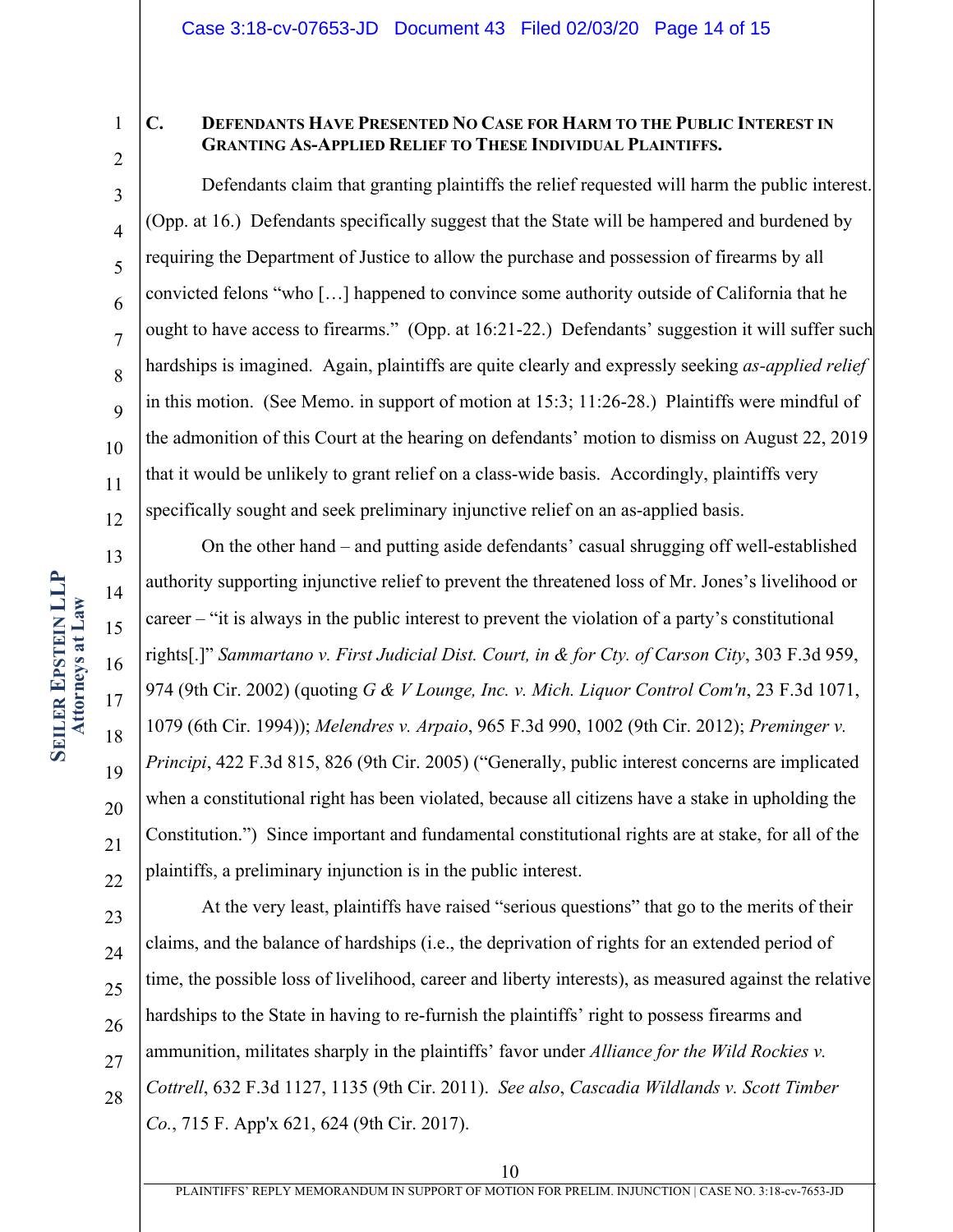### C. DEFENDANTS HAVE PRESENTED NO CASE FOR HARM TO THE PUBLIC INTEREST IN GRANTING AS-APPLIED RELIEF TO THESE INDIVIDUAL PLAINTIFFS.

Defendants claim that granting plaintiffs the relief requested will harm the public interest. (Opp. at 16.) Defendants specifically suggest that the State will be hampered and burdened by requiring the Department of Justice to allow the purchase and possession of firearms by all convicted felons "who […] happened to convince some authority outside of California that he ought to have access to firearms." (Opp. at 16:21-22.) Defendants' suggestion it will suffer such hardships is imagined. Again, plaintiffs are quite clearly and expressly seeking *as-applied relief* in this motion. (See Memo. in support of motion at 15:3; 11:26-28.) Plaintiffs were mindful of the admonition of this Court at the hearing on defendants' motion to dismiss on August 22, 2019 that it would be unlikely to grant relief on a class-wide basis. Accordingly, plaintiffs very specifically sought and seek preliminary injunctive relief on an as-applied basis.

On the other hand – and putting aside defendants' casual shrugging off well-established authority supporting injunctive relief to prevent the threatened loss of Mr. Jones's livelihood or career – "it is always in the public interest to prevent the violation of a party's constitutional rights[.]" *Sammartano v. First Judicial Dist. Court, in & for Cty. of Carson City*, 303 F.3d 959, 974 (9th Cir. 2002) (quoting *G & V Lounge, Inc. v. Mich. Liquor Control Com'n*, 23 F.3d 1071, 1079 (6th Cir. 1994)); *Melendres v. Arpaio*, 965 F.3d 990, 1002 (9th Cir. 2012); *Preminger v. Principi*, 422 F.3d 815, 826 (9th Cir. 2005) ("Generally, public interest concerns are implicated when a constitutional right has been violated, because all citizens have a stake in upholding the Constitution.") Since important and fundamental constitutional rights are at stake, for all of the plaintiffs, a preliminary injunction is in the public interest.

At the very least, plaintiffs have raised "serious questions" that go to the merits of their claims, and the balance of hardships (i.e., the deprivation of rights for an extended period of time, the possible loss of livelihood, career and liberty interests), as measured against the relative hardships to the State in having to re-furnish the plaintiffs' right to possess firearms and ammunition, militates sharply in the plaintiffs' favor under *Alliance for the Wild Rockies v. Cottrell*, 632 F.3d 1127, 1135 (9th Cir. 2011). *See also*, *Cascadia Wildlands v. Scott Timber Co.*, 715 F. App'x 621, 624 (9th Cir. 2017).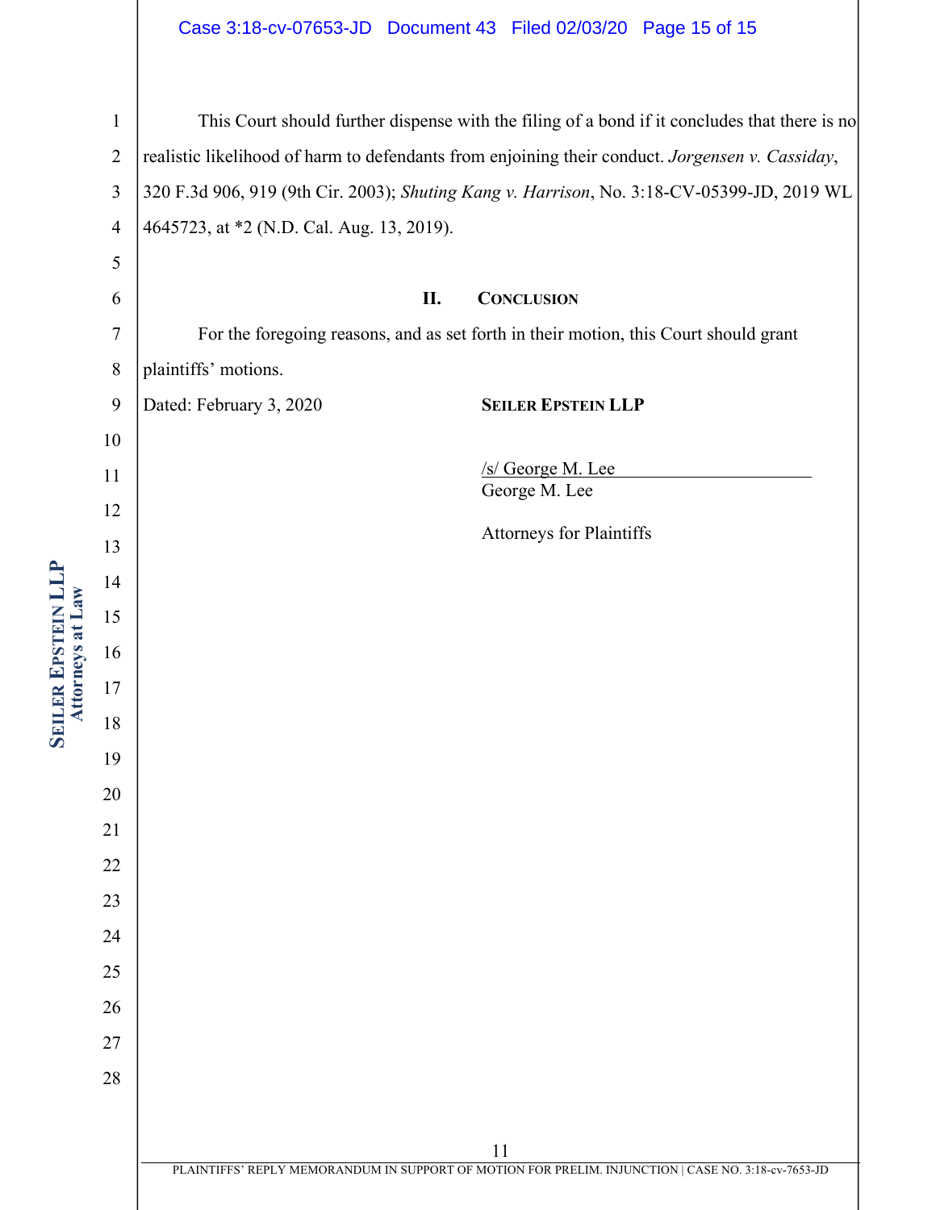This Court should further dispense with the filing of a bond if it concludes that there is no realistic likelihood of harm to defendants from enjoining their conduct. *Jorgensen v. Cassiday*, 320 F.3d 906, 919 (9th Cir. 2003); *Shuting Kang v. Harrison*, No. 3:18-CV-05399-JD, 2019 WL 4645723, at *2 (N.D. Cal. Aug. 13, 2019).

## II. CONCLUSION

For the foregoing reasons, and as set forth in their motion, this Court should grant plaintiffs' motions.

Dated: February 3, 2020

**SEILER EPSTEIN LLP**

/s/ George M. Lee
George M. Lee

Attorneys for Plaintiffs